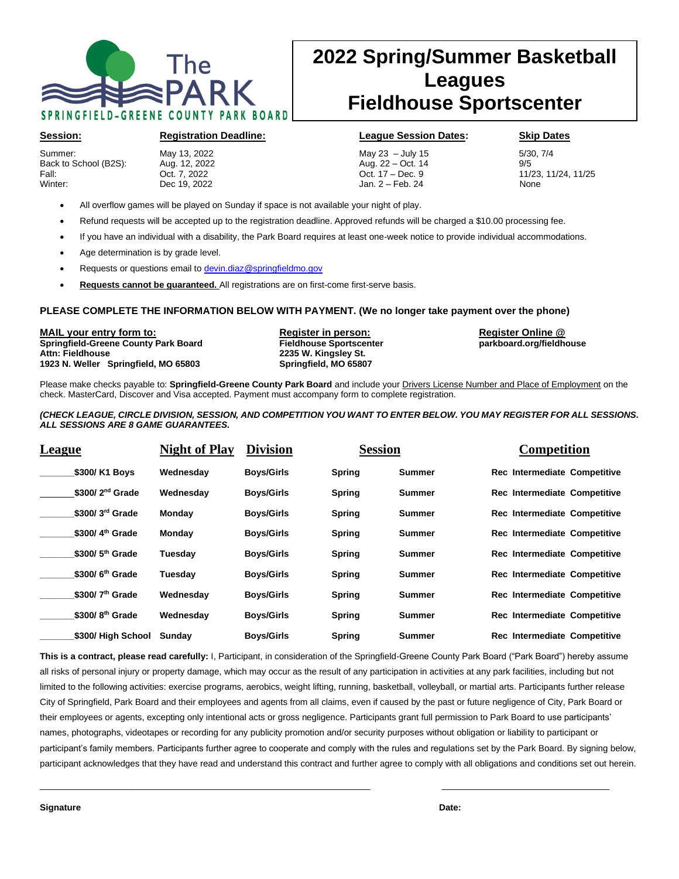The PARK
SPRINGFIELD-GREENE COUNTY PARK BOARD

# 2022 Spring/Summer Basketball Leagues Fieldhouse Sportscenter

| **Session:** | **Registration Deadline:** | **League Session Dates:** | **Skip Dates** |
|---|---|---|---|
| Summer: | May 13, 2022 | May 23 – July 15 | 5/30, 7/4 |
| Back to School (B2S): | Aug. 12, 2022 | Aug. 22 – Oct. 14 | 9/5 |
| Fall: | Oct. 7, 2022 | Oct. 17 – Dec. 9 | 11/23, 11/24, 11/25 |
| Winter: | Dec 19, 2022 | Jan. 2 – Feb. 24 | None |

- All overflow games will be played on Sunday if space is not available your night of play.
- Refund requests will be accepted up to the registration deadline. Approved refunds will be charged a $10.00 processing fee.
- If you have an individual with a disability, the Park Board requires at least one-week notice to provide individual accommodations.
- Age determination is by grade level.
- Requests or questions email to devin.diaz@springfieldmo.gov
- **Requests cannot be guaranteed.** All registrations are on first-come first-serve basis.

**PLEASE COMPLETE THE INFORMATION BELOW WITH PAYMENT. (We no longer take payment over the phone)**

**MAIL your entry form to:**
**Springfield-Greene County Park Board**
**Attn: Fieldhouse**
**1923 N. Weller Springfield, MO 65803**

**Register in person:**
**Fieldhouse Sportscenter**
**2235 W. Kingsley St.**
**Springfield, MO 65807**

**Register Online @**
**parkboard.org/fieldhouse**

Please make checks payable to: **Springfield-Greene County Park Board** and include your Drivers License Number and Place of Employment on the check. MasterCard, Discover and Visa accepted. Payment must accompany form to complete registration.

***(CHECK LEAGUE, CIRCLE DIVISION, SESSION, AND COMPETITION YOU WANT TO ENTER BELOW. YOU MAY REGISTER FOR ALL SESSIONS. ALL SESSIONS ARE 8 GAME GUARANTEES.***

| League | Night of Play | Division | Session | | Competition |
|---|---|---|---|---|---|
| _______$300/ K1 Boys | Wednesday | Boys/Girls | Spring | Summer | Rec Intermediate Competitive |
| _______$300/ 2nd Grade | Wednesday | Boys/Girls | Spring | Summer | Rec Intermediate Competitive |
| _______$300/ 3rd Grade | Monday | Boys/Girls | Spring | Summer | Rec Intermediate Competitive |
| _______$300/ 4th Grade | Monday | Boys/Girls | Spring | Summer | Rec Intermediate Competitive |
| _______$300/ 5th Grade | Tuesday | Boys/Girls | Spring | Summer | Rec Intermediate Competitive |
| _______$300/ 6th Grade | Tuesday | Boys/Girls | Spring | Summer | Rec Intermediate Competitive |
| _______$300/ 7th Grade | Wednesday | Boys/Girls | Spring | Summer | Rec Intermediate Competitive |
| _______$300/ 8th Grade | Wednesday | Boys/Girls | Spring | Summer | Rec Intermediate Competitive |
| _______$300/ High School | Sunday | Boys/Girls | Spring | Summer | Rec Intermediate Competitive |

**This is a contract, please read carefully:** I, Participant, in consideration of the Springfield-Greene County Park Board ("Park Board") hereby assume all risks of personal injury or property damage, which may occur as the result of any participation in activities at any park facilities, including but not limited to the following activities: exercise programs, aerobics, weight lifting, running, basketball, volleyball, or martial arts. Participants further release City of Springfield, Park Board and their employees and agents from all claims, even if caused by the past or future negligence of City, Park Board or their employees or agents, excepting only intentional acts or gross negligence. Participants grant full permission to Park Board to use participants' names, photographs, videotapes or recording for any publicity promotion and/or security purposes without obligation or liability to participant or participant's family members. Participants further agree to cooperate and comply with the rules and regulations set by the Park Board. By signing below, participant acknowledges that they have read and understand this contract and further agree to comply with all obligations and conditions set out herein.

_______________________________________________ _______________________

**Signature** **Date:**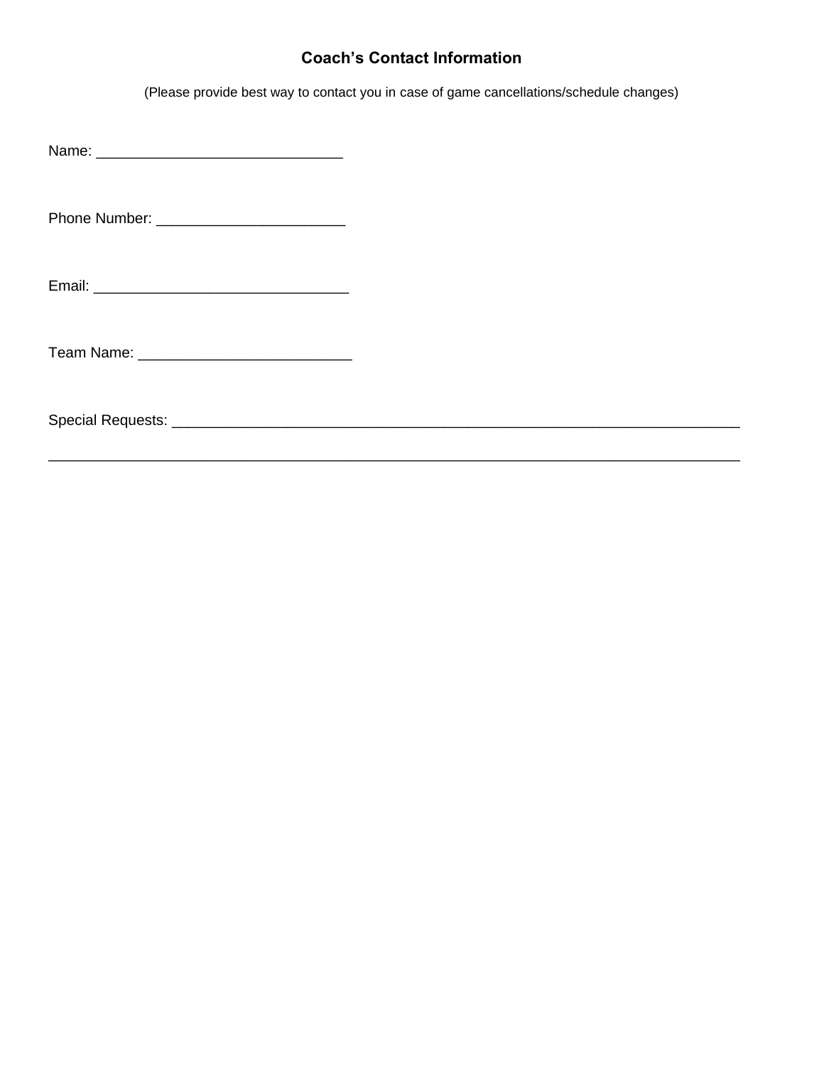**Coach's Contact Information**

(Please provide best way to contact you in case of game cancellations/schedule changes)

Name: ______________________________

Phone Number: _______________________

Email: _______________________________

Team Name: __________________________

Special Requests: _____________________________________________________________________

____________________________________________________________________________________